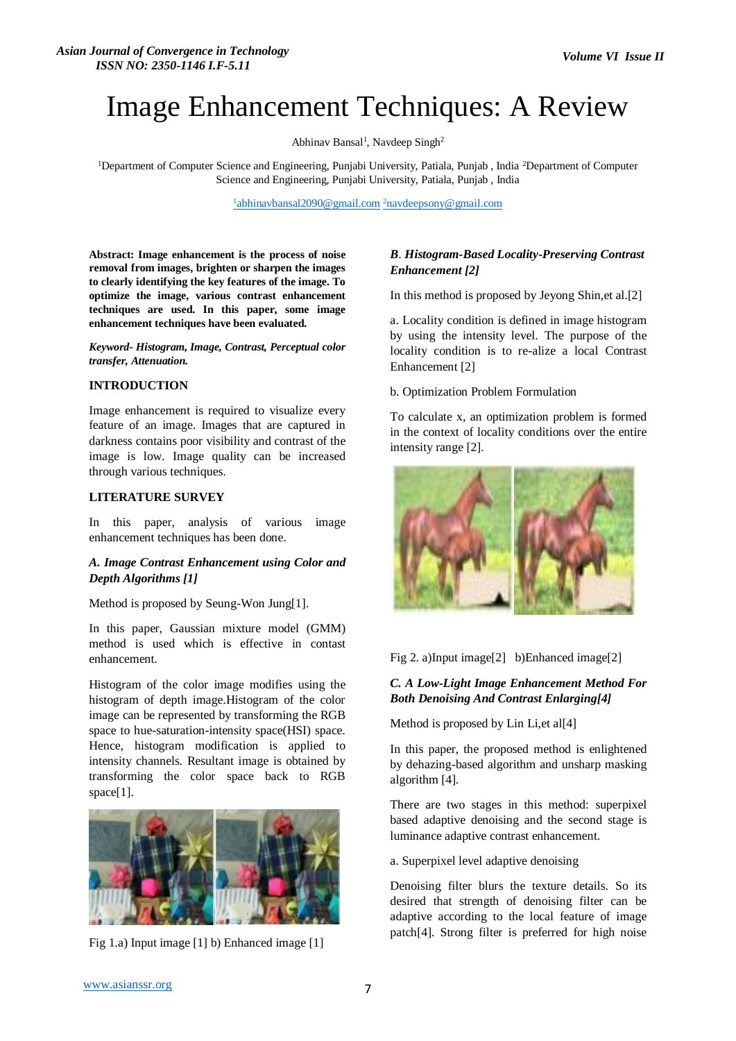# Image Enhancement Techniques: A Review

Abhinav Bansal[1], Navdeep Singh[2]

[1]Department of Computer Science and Engineering, Punjabi University, Patiala, Punjab , India [2]Department of Computer Science and Engineering, Punjabi University, Patiala, Punjab , India

[1]abhinavbansal2090@gmail.com [2]navdeepsony@gmail.com

**Abstract: Image enhancement is the process of noise removal from images, brighten or sharpen the images to clearly identifying the key features of the image. To optimize the image, various contrast enhancement techniques are used. In this paper, some image enhancement techniques have been evaluated.**

***Keyword- Histogram, Image, Contrast, Perceptual color transfer, Attenuation.***

## INTRODUCTION

Image enhancement is required to visualize every feature of an image. Images that are captured in darkness contains poor visibility and contrast of the image is low. Image quality can be increased through various techniques.

## LITERATURE SURVEY

In this paper, analysis of various image enhancement techniques has been done.

### *A. Image Contrast Enhancement using Color and Depth Algorithms [1]*

Method is proposed by Seung-Won Jung[1].

In this paper, Gaussian mixture model (GMM) method is used which is effective in contast enhancement.

Histogram of the color image modifies using the histogram of depth image.Histogram of the color image can be represented by transforming the RGB space to hue-saturation-intensity space(HSI) space. Hence, histogram modification is applied to intensity channels. Resultant image is obtained by transforming the color space back to RGB space[1].

Fig 1.a) Input image [1] b) Enhanced image [1]

### *B. Histogram-Based Locality-Preserving Contrast Enhancement [2]*

In this method is proposed by Jeyong Shin,et al.[2]

a. Locality condition is defined in image histogram by using the intensity level. The purpose of the locality condition is to re-alize a local Contrast Enhancement [2]

b. Optimization Problem Formulation

To calculate x, an optimization problem is formed in the context of locality conditions over the entire intensity range [2].

Fig 2. a)Input image[2] b)Enhanced image[2]

### *C. A Low-Light Image Enhancement Method For Both Denoising And Contrast Enlarging[4]*

Method is proposed by Lin Li,et al[4]

In this paper, the proposed method is enlightened by dehazing-based algorithm and unsharp masking algorithm [4].

There are two stages in this method: superpixel based adaptive denoising and the second stage is luminance adaptive contrast enhancement.

a. Superpixel level adaptive denoising

Denoising filter blurs the texture details. So its desired that strength of denoising filter can be adaptive according to the local feature of image patch[4]. Strong filter is preferred for high noise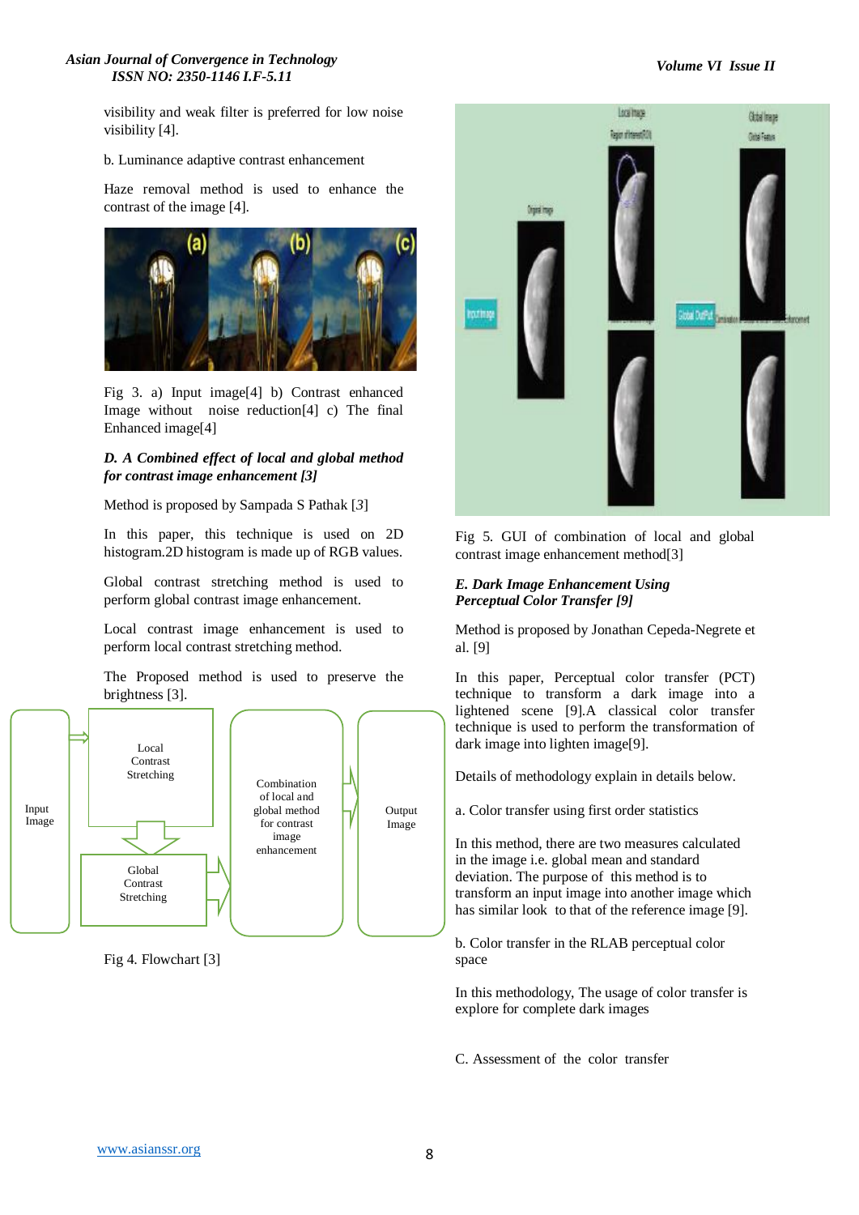visibility and weak filter is preferred for low noise visibility [4].

b. Luminance adaptive contrast enhancement

Haze removal method is used to enhance the contrast of the image [4].

Fig 3. a) Input image[4] b) Contrast enhanced Image without noise reduction[4] c) The final Enhanced image[4]

### *D. A Combined effect of local and global method for contrast image enhancement [3]*

Method is proposed by Sampada S Pathak [3]

In this paper, this technique is used on 2D histogram.2D histogram is made up of RGB values.

Global contrast stretching method is used to perform global contrast image enhancement.

Local contrast image enhancement is used to perform local contrast stretching method.

The Proposed method is used to preserve the brightness [3].

Input Image

Local Contrast Stretching

Global Contrast Stretching

Combination of local and global method for contrast image enhancement

Output Image

Fig 4. Flowchart [3]

Fig 5. GUI of combination of local and global contrast image enhancement method[3]

### *E. Dark Image Enhancement Using Perceptual Color Transfer [9]*

Method is proposed by Jonathan Cepeda-Negrete et al. [9]

In this paper, Perceptual color transfer (PCT) technique to transform a dark image into a lightened scene [9].A classical color transfer technique is used to perform the transformation of dark image into lighten image[9].

Details of methodology explain in details below.

a. Color transfer using first order statistics

In this method, there are two measures calculated in the image i.e. global mean and standard deviation. The purpose of this method is to transform an input image into another image which has similar look to that of the reference image [9].

b. Color transfer in the RLAB perceptual color space

In this methodology, The usage of color transfer is explore for complete dark images

C. Assessment of the color transfer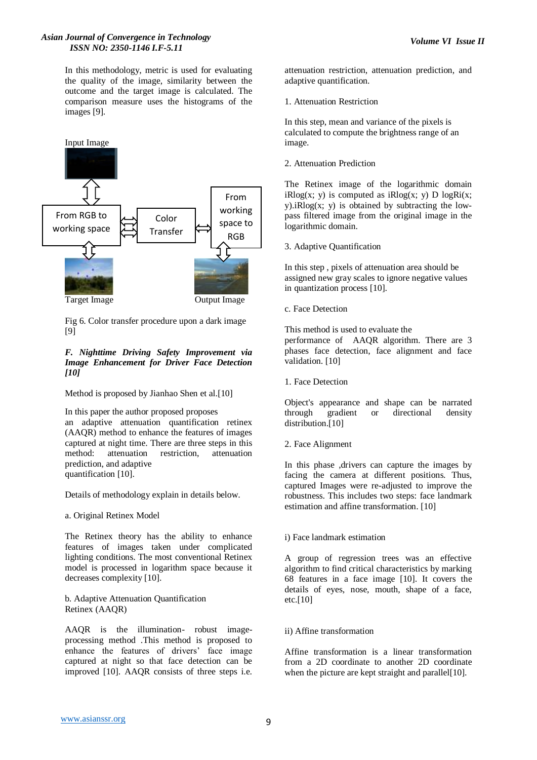In this methodology, metric is used for evaluating the quality of the image, similarity between the outcome and the target image is calculated. The comparison measure uses the histograms of the images [9].

Input Image

From RGB to working space

Color Transfer

From working space to RGB

Target Image

Output Image

Fig 6. Color transfer procedure upon a dark image [9]

### *F. Nighttime Driving Safety Improvement via Image Enhancement for Driver Face Detection [10]*

Method is proposed by Jianhao Shen et al.[10]

In this paper the author proposed proposes an adaptive attenuation quantification retinex (AAQR) method to enhance the features of images captured at night time. There are three steps in this method: attenuation restriction, attenuation prediction, and adaptive quantification [10].

Details of methodology explain in details below.

a. Original Retinex Model

The Retinex theory has the ability to enhance features of images taken under complicated lighting conditions. The most conventional Retinex model is processed in logarithm space because it decreases complexity [10].

b. Adaptive Attenuation Quantification Retinex (AAQR)

AAQR is the illumination- robust image-processing method .This method is proposed to enhance the features of drivers' face image captured at night so that face detection can be improved [10]. AAQR consists of three steps i.e. attenuation restriction, attenuation prediction, and adaptive quantification.

1. Attenuation Restriction

In this step, mean and variance of the pixels is calculated to compute the brightness range of an image.

2. Attenuation Prediction

The Retinex image of the logarithmic domain iRlog(x; y) is computed as iRlog(x; y) D logRi(x; y).iRlog(x; y) is obtained by subtracting the low-pass filtered image from the original image in the logarithmic domain.

3. Adaptive Quantification

In this step , pixels of attenuation area should be assigned new gray scales to ignore negative values in quantization process [10].

c. Face Detection

This method is used to evaluate the performance of AAQR algorithm. There are 3 phases face detection, face alignment and face validation. [10]

1. Face Detection

Object's appearance and shape can be narrated through gradient or directional density distribution.[10]

2. Face Alignment

In this phase ,drivers can capture the images by facing the camera at different positions. Thus, captured Images were re-adjusted to improve the robustness. This includes two steps: face landmark estimation and affine transformation. [10]

i) Face landmark estimation

A group of regression trees was an effective algorithm to find critical characteristics by marking 68 features in a face image [10]. It covers the details of eyes, nose, mouth, shape of a face, etc.[10]

ii) Affine transformation

Affine transformation is a linear transformation from a 2D coordinate to another 2D coordinate when the picture are kept straight and parallel[10].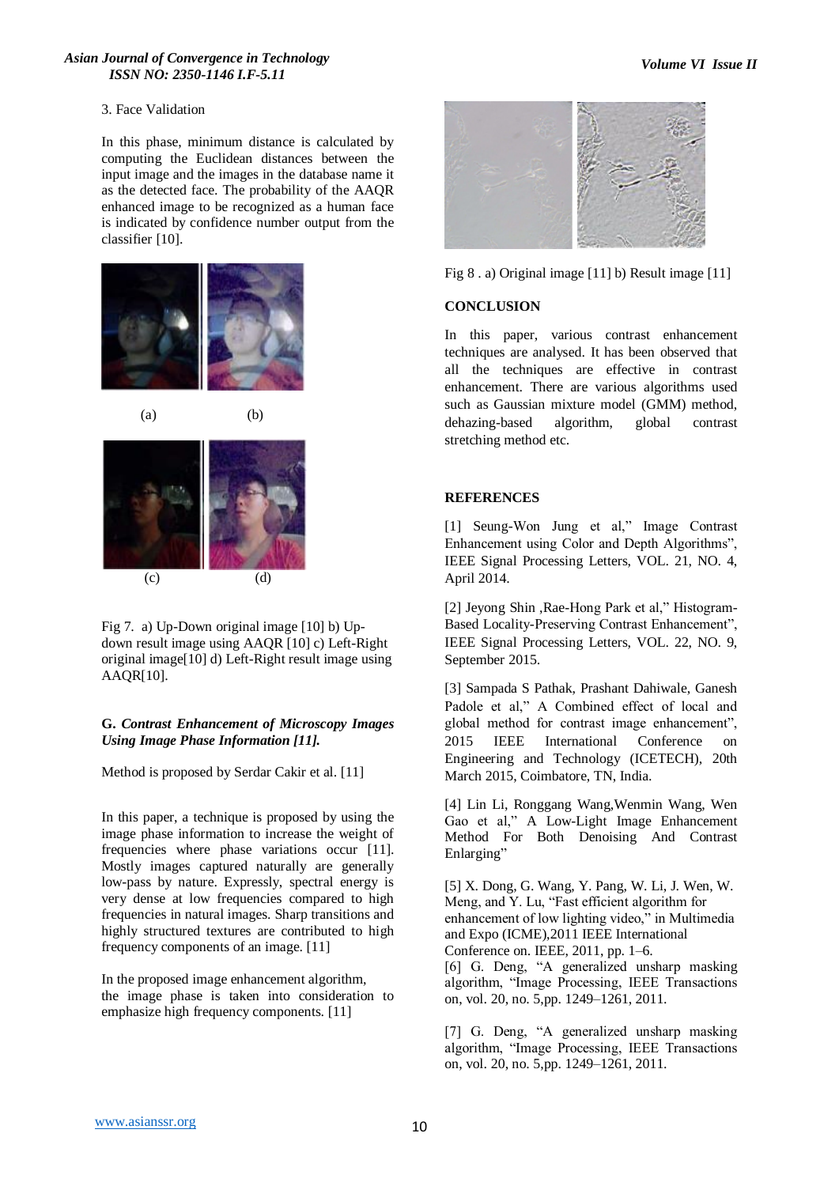3. Face Validation

In this phase, minimum distance is calculated by computing the Euclidean distances between the input image and the images in the database name it as the detected face. The probability of the AAQR enhanced image to be recognized as a human face is indicated by confidence number output from the classifier [10].

(a) (b)

(c) (d)

Fig 7. a) Up-Down original image [10] b) Up-down result image using AAQR [10] c) Left-Right original image[10] d) Left-Right result image using AAQR[10].

### G. *Contrast Enhancement of Microscopy Images Using Image Phase Information [11].*

Method is proposed by Serdar Cakir et al. [11]

In this paper, a technique is proposed by using the image phase information to increase the weight of frequencies where phase variations occur [11]. Mostly images captured naturally are generally low-pass by nature. Expressly, spectral energy is very dense at low frequencies compared to high frequencies in natural images. Sharp transitions and highly structured textures are contributed to high frequency components of an image. [11]

In the proposed image enhancement algorithm, the image phase is taken into consideration to emphasize high frequency components. [11]

Fig 8 . a) Original image [11] b) Result image [11]

## CONCLUSION

In this paper, various contrast enhancement techniques are analysed. It has been observed that all the techniques are effective in contrast enhancement. There are various algorithms used such as Gaussian mixture model (GMM) method, dehazing-based algorithm, global contrast stretching method etc.

## REFERENCES

[1] Seung-Won Jung et al," Image Contrast Enhancement using Color and Depth Algorithms", IEEE Signal Processing Letters, VOL. 21, NO. 4, April 2014.

[2] Jeyong Shin ,Rae-Hong Park et al," Histogram-Based Locality-Preserving Contrast Enhancement", IEEE Signal Processing Letters, VOL. 22, NO. 9, September 2015.

[3] Sampada S Pathak, Prashant Dahiwale, Ganesh Padole et al," A Combined effect of local and global method for contrast image enhancement", 2015 IEEE International Conference on Engineering and Technology (ICETECH), 20th March 2015, Coimbatore, TN, India.

[4] Lin Li, Ronggang Wang,Wenmin Wang, Wen Gao et al," A Low-Light Image Enhancement Method For Both Denoising And Contrast Enlarging"

[5] X. Dong, G. Wang, Y. Pang, W. Li, J. Wen, W. Meng, and Y. Lu, "Fast efficient algorithm for enhancement of low lighting video," in Multimedia and Expo (ICME),2011 IEEE International Conference on. IEEE, 2011, pp. 1–6.

[6] G. Deng, "A generalized unsharp masking algorithm, "Image Processing, IEEE Transactions on, vol. 20, no. 5,pp. 1249–1261, 2011.

[7] G. Deng, "A generalized unsharp masking algorithm, "Image Processing, IEEE Transactions on, vol. 20, no. 5,pp. 1249–1261, 2011.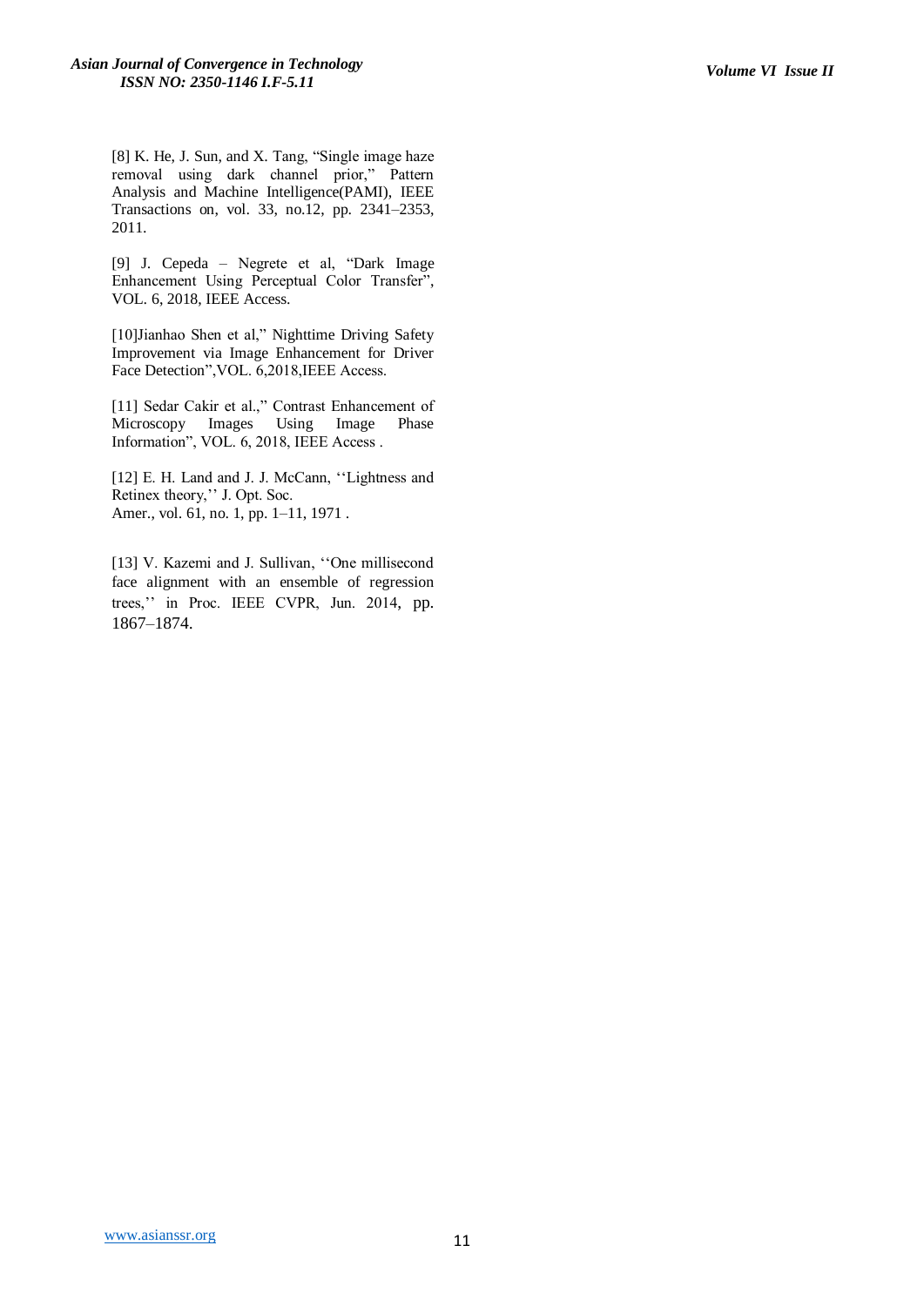[8] K. He, J. Sun, and X. Tang, "Single image haze removal using dark channel prior," Pattern Analysis and Machine Intelligence(PAMI), IEEE Transactions on, vol. 33, no.12, pp. 2341–2353, 2011.

[9] J. Cepeda – Negrete et al, "Dark Image Enhancement Using Perceptual Color Transfer", VOL. 6, 2018, IEEE Access.

[10]Jianhao Shen et al," Nighttime Driving Safety Improvement via Image Enhancement for Driver Face Detection",VOL. 6,2018,IEEE Access.

[11] Sedar Cakir et al.," Contrast Enhancement of Microscopy Images Using Image Phase Information", VOL. 6, 2018, IEEE Access .

[12] E. H. Land and J. J. McCann, ''Lightness and Retinex theory,'' J. Opt. Soc. Amer., vol. 61, no. 1, pp. 1–11, 1971 .

[13] V. Kazemi and J. Sullivan, ''One millisecond face alignment with an ensemble of regression trees,'' in Proc. IEEE CVPR, Jun. 2014, pp. 1867–1874.